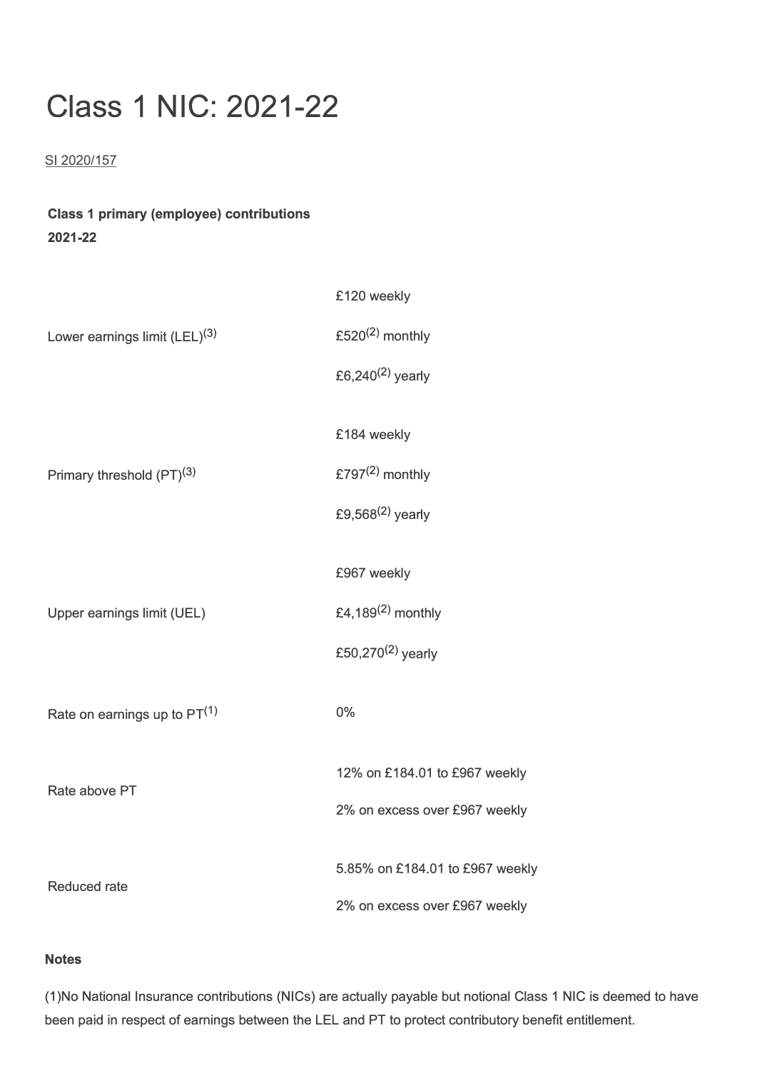# Class 1 NIC: 2021-22

SI 2020/157

**Class 1 primary (employee) contributions 2021-22**

| | |
|---|---|
| Lower earnings limit (LEL)[3] | £120 weekly<br>£520[2] monthly<br>£6,240[2] yearly |
| Primary threshold (PT)[3] | £184 weekly<br>£797[2] monthly<br>£9,568[2] yearly |
| Upper earnings limit (UEL) | £967 weekly<br>£4,189[2] monthly<br>£50,270[2] yearly |
| Rate on earnings up to PT[1] | 0% |
| Rate above PT | 12% on £184.01 to £967 weekly<br>2% on excess over £967 weekly |
| Reduced rate | 5.85% on £184.01 to £967 weekly<br>2% on excess over £967 weekly |

**Notes**

(1)No National Insurance contributions (NICs) are actually payable but notional Class 1 NIC is deemed to have been paid in respect of earnings between the LEL and PT to protect contributory benefit entitlement.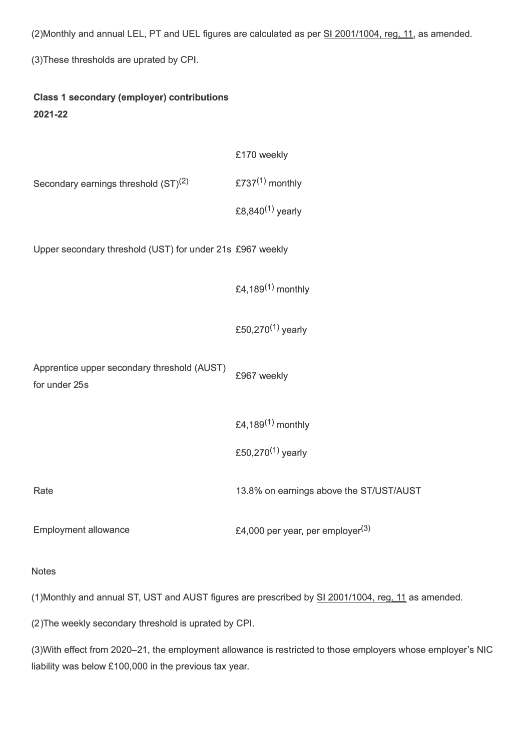(2)Monthly and annual LEL, PT and UEL figures are calculated as per SI 2001/1004, reg. 11, as amended.

(3)These thresholds are uprated by CPI.

**Class 1 secondary (employer) contributions**
**2021-22**

| | |
|---|---|
| Secondary earnings threshold (ST)[2] | £170 weekly<br>£737[1] monthly<br>£8,840[1] yearly |
| Upper secondary threshold (UST) for under 21s | £967 weekly<br>£4,189[1] monthly<br>£50,270[1] yearly |
| Apprentice upper secondary threshold (AUST) for under 25s | £967 weekly<br>£4,189[1] monthly<br>£50,270[1] yearly |
| Rate | 13.8% on earnings above the ST/UST/AUST |
| Employment allowance | £4,000 per year, per employer[3] |

Notes

(1)Monthly and annual ST, UST and AUST figures are prescribed by SI 2001/1004, reg. 11 as amended.

(2)The weekly secondary threshold is uprated by CPI.

(3)With effect from 2020–21, the employment allowance is restricted to those employers whose employer's NIC liability was below £100,000 in the previous tax year.